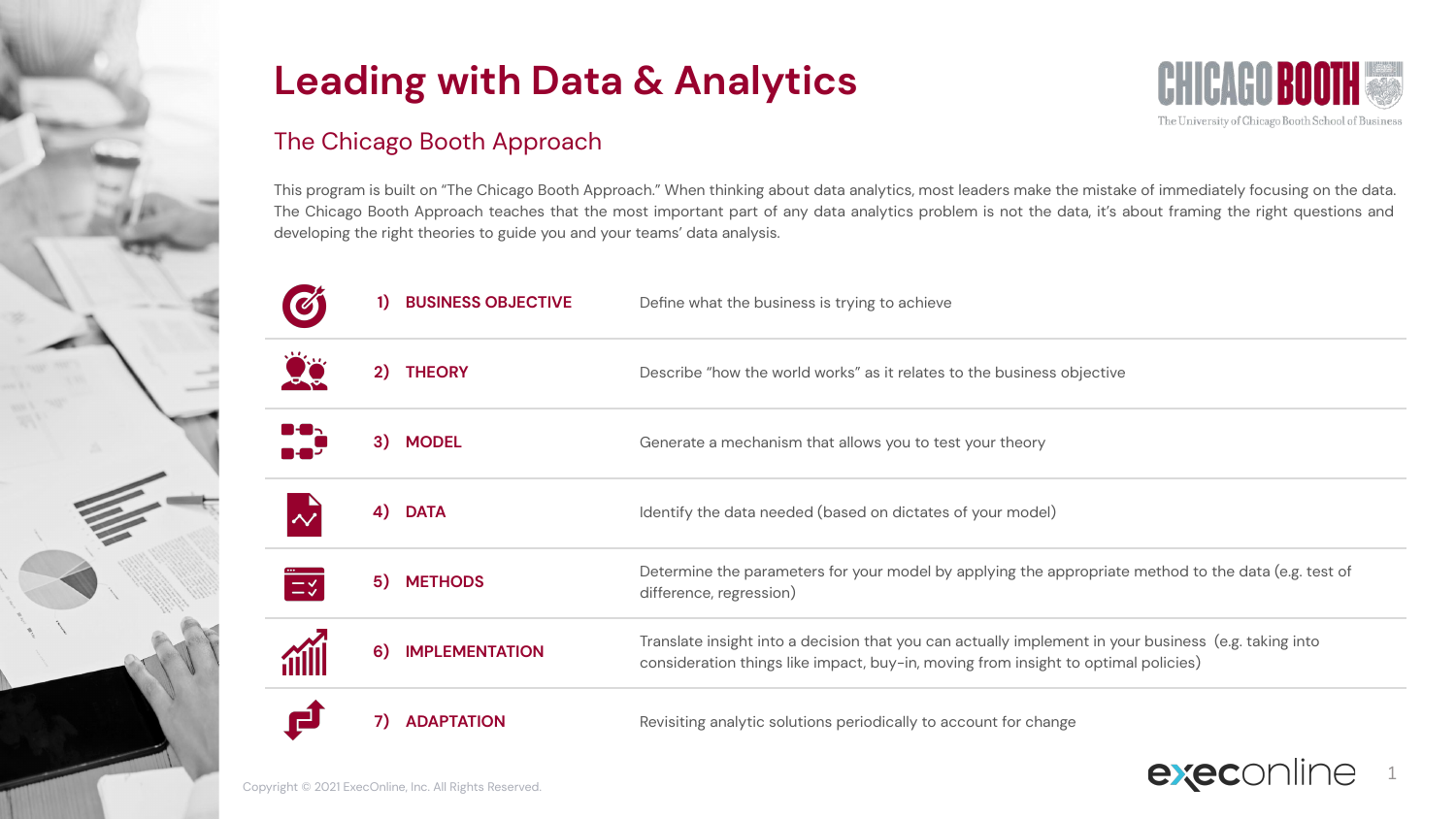# Leading with Data & Analytics

## The Chicago Booth Approach

This program is built on "The Chicago Booth Approach." When thinking about data analytics, most leaders make the mistake of immediately focusing on the data. The Chicago Booth Approach teaches that the most important part of any data analytics problem is not the data, it's about framing the right questions and developing the right theories to guide you and your teams' data analysis.

| Step | Description |
|---|---|
| 1) **BUSINESS OBJECTIVE** | Define what the business is trying to achieve |
| 2) **THEORY** | Describe "how the world works" as it relates to the business objective |
| 3) **MODEL** | Generate a mechanism that allows you to test your theory |
| 4) **DATA** | Identify the data needed (based on dictates of your model) |
| 5) **METHODS** | Determine the parameters for your model by applying the appropriate method to the data (e.g. test of difference, regression) |
| 6) **IMPLEMENTATION** | Translate insight into a decision that you can actually implement in your business (e.g. taking into consideration things like impact, buy-in, moving from insight to optimal policies) |
| 7) **ADAPTATION** | Revisiting analytic solutions periodically to account for change |

Copyright © 2021 ExecOnline, Inc. All Rights Reserved.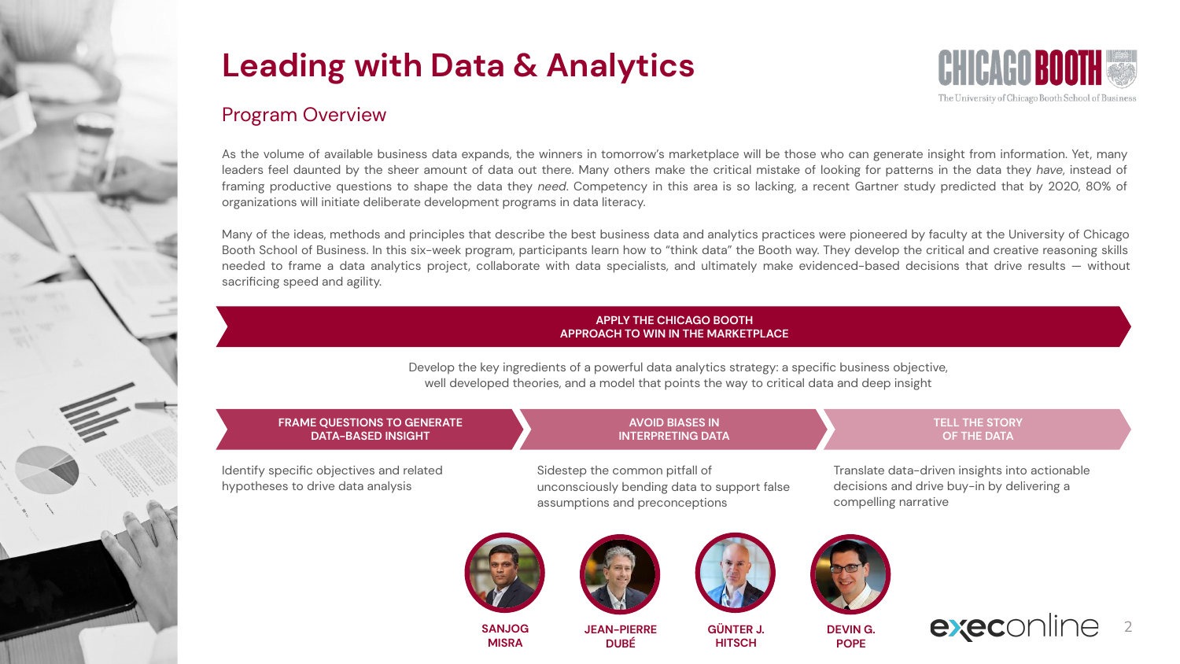# Leading with Data & Analytics

## Program Overview

As the volume of available business data expands, the winners in tomorrow's marketplace will be those who can generate insight from information. Yet, many leaders feel daunted by the sheer amount of data out there. Many others make the critical mistake of looking for patterns in the data they *have*, instead of framing productive questions to shape the data they *need*. Competency in this area is so lacking, a recent Gartner study predicted that by 2020, 80% of organizations will initiate deliberate development programs in data literacy.

Many of the ideas, methods and principles that describe the best business data and analytics practices were pioneered by faculty at the University of Chicago Booth School of Business. In this six-week program, participants learn how to "think data" the Booth way. They develop the critical and creative reasoning skills needed to frame a data analytics project, collaborate with data specialists, and ultimately make evidenced-based decisions that drive results — without sacrificing speed and agility.

### APPLY THE CHICAGO BOOTH APPROACH TO WIN IN THE MARKETPLACE

Develop the key ingredients of a powerful data analytics strategy: a specific business objective, well developed theories, and a model that points the way to critical data and deep insight

**FRAME QUESTIONS TO GENERATE DATA-BASED INSIGHT**

Identify specific objectives and related hypotheses to drive data analysis

**AVOID BIASES IN INTERPRETING DATA**

Sidestep the common pitfall of unconsciously bending data to support false assumptions and preconceptions

**TELL THE STORY OF THE DATA**

Translate data-driven insights into actionable decisions and drive buy-in by delivering a compelling narrative

**SANJOG MISRA** | **JEAN-PIERRE DUBÉ** | **GÜNTER J. HITSCH** | **DEVIN G. POPE**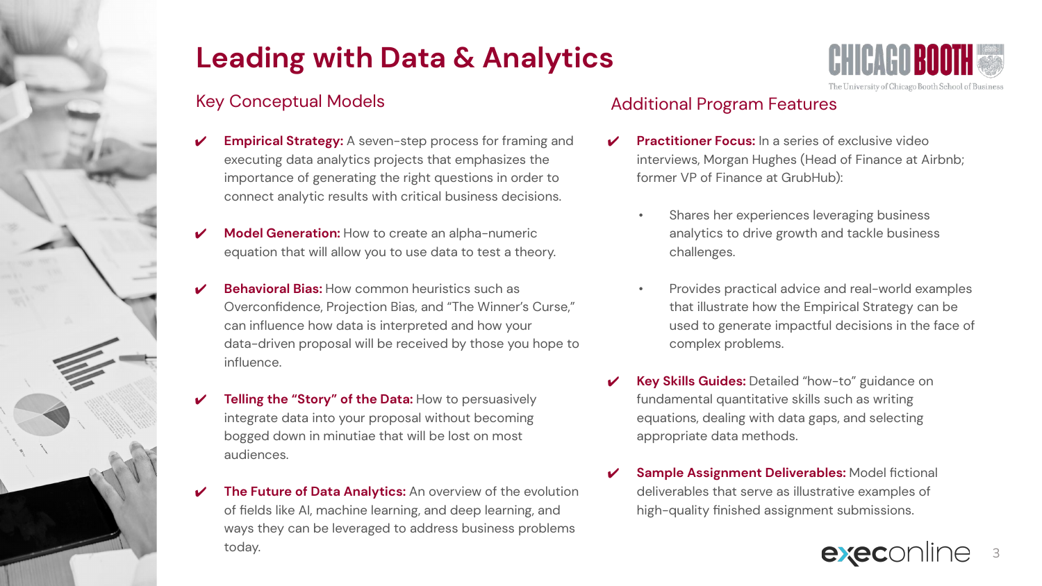# Leading with Data & Analytics

## Key Conceptual Models

- ✔ **Empirical Strategy:** A seven-step process for framing and executing data analytics projects that emphasizes the importance of generating the right questions in order to connect analytic results with critical business decisions.
- ✔ **Model Generation:** How to create an alpha-numeric equation that will allow you to use data to test a theory.
- ✔ **Behavioral Bias:** How common heuristics such as Overconfidence, Projection Bias, and "The Winner's Curse," can influence how data is interpreted and how your data-driven proposal will be received by those you hope to influence.
- ✔ **Telling the "Story" of the Data:** How to persuasively integrate data into your proposal without becoming bogged down in minutiae that will be lost on most audiences.
- ✔ **The Future of Data Analytics:** An overview of the evolution of fields like AI, machine learning, and deep learning, and ways they can be leveraged to address business problems today.

## Additional Program Features

- ✔ **Practitioner Focus:** In a series of exclusive video interviews, Morgan Hughes (Head of Finance at Airbnb; former VP of Finance at GrubHub):
  - Shares her experiences leveraging business analytics to drive growth and tackle business challenges.
  - Provides practical advice and real-world examples that illustrate how the Empirical Strategy can be used to generate impactful decisions in the face of complex problems.
- ✔ **Key Skills Guides:** Detailed "how-to" guidance on fundamental quantitative skills such as writing equations, dealing with data gaps, and selecting appropriate data methods.
- ✔ **Sample Assignment Deliverables:** Model fictional deliverables that serve as illustrative examples of high-quality finished assignment submissions.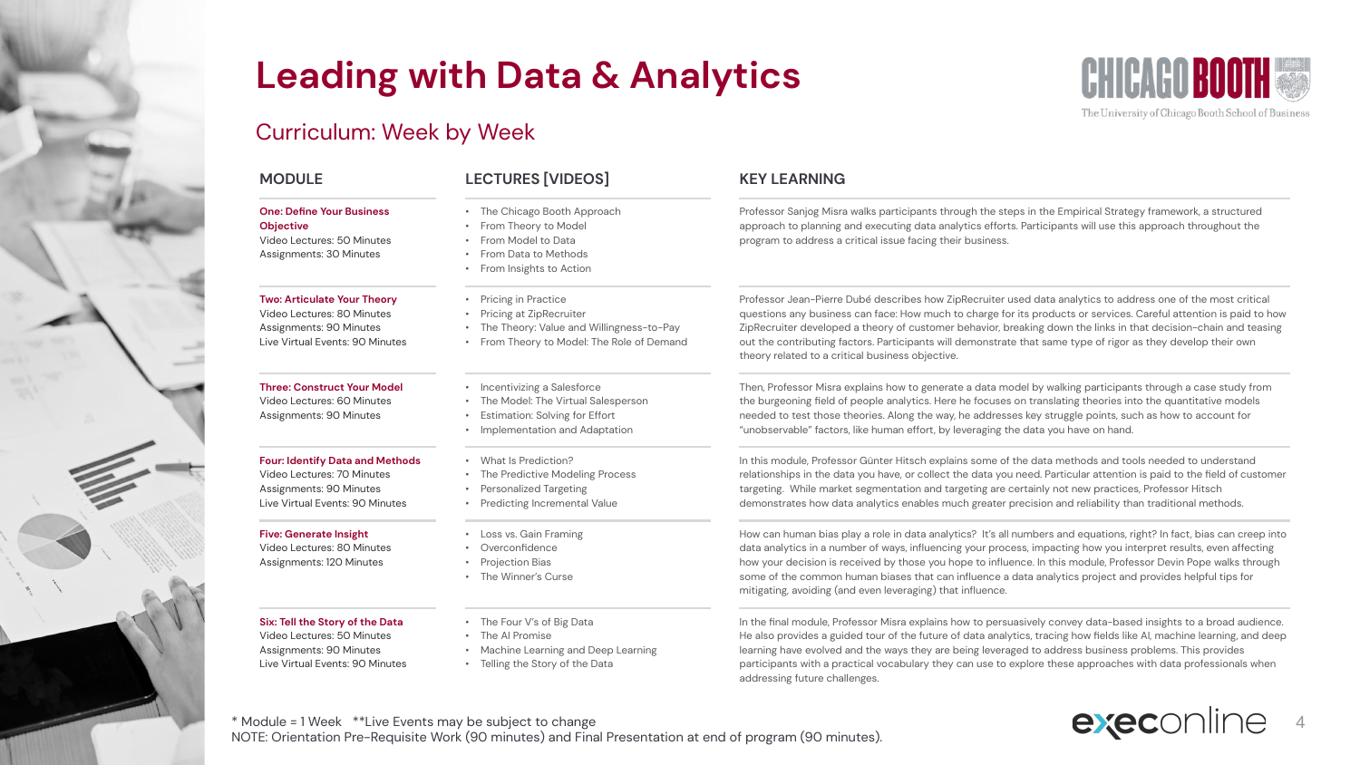# Leading with Data & Analytics

## Curriculum: Week by Week

| MODULE | LECTURES [VIDEOS] | KEY LEARNING |
|---|---|---|
| **One: Define Your Business Objective**<br>Video Lectures: 50 Minutes<br>Assignments: 30 Minutes | • The Chicago Booth Approach<br>• From Theory to Model<br>• From Model to Data<br>• From Data to Methods<br>• From Insights to Action | Professor Sanjog Misra walks participants through the steps in the Empirical Strategy framework, a structured approach to planning and executing data analytics efforts. Participants will use this approach throughout the program to address a critical issue facing their business. |
| **Two: Articulate Your Theory**<br>Video Lectures: 80 Minutes<br>Assignments: 90 Minutes<br>Live Virtual Events: 90 Minutes | • Pricing in Practice<br>• Pricing at ZipRecruiter<br>• The Theory: Value and Willingness-to-Pay<br>• From Theory to Model: The Role of Demand | Professor Jean-Pierre Dubé describes how ZipRecruiter used data analytics to address one of the most critical questions any business can face: How much to charge for its products or services. Careful attention is paid to how ZipRecruiter developed a theory of customer behavior, breaking down the links in that decision-chain and teasing out the contributing factors. Participants will demonstrate that same type of rigor as they develop their own theory related to a critical business objective. |
| **Three: Construct Your Model**<br>Video Lectures: 60 Minutes<br>Assignments: 90 Minutes | • Incentivizing a Salesforce<br>• The Model: The Virtual Salesperson<br>• Estimation: Solving for Effort<br>• Implementation and Adaptation | Then, Professor Misra explains how to generate a data model by walking participants through a case study from the burgeoning field of people analytics. Here he focuses on translating theories into the quantitative models needed to test those theories. Along the way, he addresses key struggle points, such as how to account for "unobservable" factors, like human effort, by leveraging the data you have on hand. |
| **Four: Identify Data and Methods**<br>Video Lectures: 70 Minutes<br>Assignments: 90 Minutes<br>Live Virtual Events: 90 Minutes | • What Is Prediction?<br>• The Predictive Modeling Process<br>• Personalized Targeting<br>• Predicting Incremental Value | In this module, Professor Günter Hitsch explains some of the data methods and tools needed to understand relationships in the data you have, or collect the data you need. Particular attention is paid to the field of customer targeting. While market segmentation and targeting are certainly not new practices, Professor Hitsch demonstrates how data analytics enables much greater precision and reliability than traditional methods. |
| **Five: Generate Insight**<br>Video Lectures: 80 Minutes<br>Assignments: 120 Minutes | • Loss vs. Gain Framing<br>• Overconfidence<br>• Projection Bias<br>• The Winner's Curse | How can human bias play a role in data analytics? It's all numbers and equations, right? In fact, bias can creep into data analytics in a number of ways, influencing your process, impacting how you interpret results, even affecting how your decision is received by those you hope to influence. In this module, Professor Devin Pope walks through some of the common human biases that can influence a data analytics project and provides helpful tips for mitigating, avoiding (and even leveraging) that influence. |
| **Six: Tell the Story of the Data**<br>Video Lectures: 50 Minutes<br>Assignments: 90 Minutes<br>Live Virtual Events: 90 Minutes | • The Four V's of Big Data<br>• The AI Promise<br>• Machine Learning and Deep Learning<br>• Telling the Story of the Data | In the final module, Professor Misra explains how to persuasively convey data-based insights to a broad audience. He also provides a guided tour of the future of data analytics, tracing how fields like AI, machine learning, and deep learning have evolved and the ways they are being leveraged to address business problems. This provides participants with a practical vocabulary they can use to explore these approaches with data professionals when addressing future challenges. |

* Module = 1 Week **Live Events may be subject to change
NOTE: Orientation Pre-Requisite Work (90 minutes) and Final Presentation at end of program (90 minutes).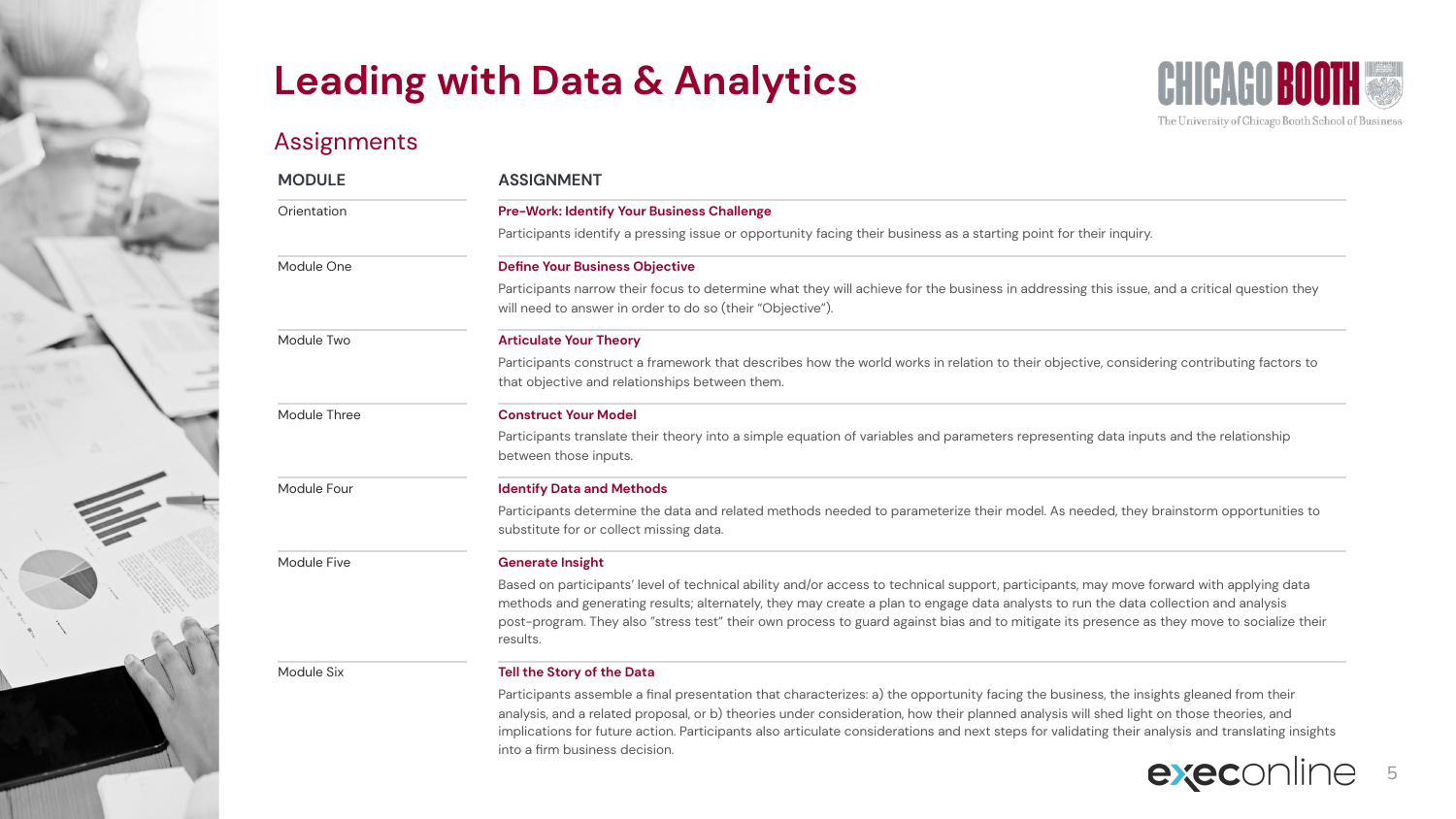# Leading with Data & Analytics

## Assignments

| MODULE | ASSIGNMENT |
|---|---|
| Orientation | **Pre-Work: Identify Your Business Challenge**<br>Participants identify a pressing issue or opportunity facing their business as a starting point for their inquiry. |
| Module One | **Define Your Business Objective**<br>Participants narrow their focus to determine what they will achieve for the business in addressing this issue, and a critical question they will need to answer in order to do so (their "Objective"). |
| Module Two | **Articulate Your Theory**<br>Participants construct a framework that describes how the world works in relation to their objective, considering contributing factors to that objective and relationships between them. |
| Module Three | **Construct Your Model**<br>Participants translate their theory into a simple equation of variables and parameters representing data inputs and the relationship between those inputs. |
| Module Four | **Identify Data and Methods**<br>Participants determine the data and related methods needed to parameterize their model. As needed, they brainstorm opportunities to substitute for or collect missing data. |
| Module Five | **Generate Insight**<br>Based on participants' level of technical ability and/or access to technical support, participants, may move forward with applying data methods and generating results; alternately, they may create a plan to engage data analysts to run the data collection and analysis post-program. They also "stress test" their own process to guard against bias and to mitigate its presence as they move to socialize their results. |
| Module Six | **Tell the Story of the Data**<br>Participants assemble a final presentation that characterizes: a) the opportunity facing the business, the insights gleaned from their analysis, and a related proposal, or b) theories under consideration, how their planned analysis will shed light on those theories, and implications for future action. Participants also articulate considerations and next steps for validating their analysis and translating insights into a firm business decision. |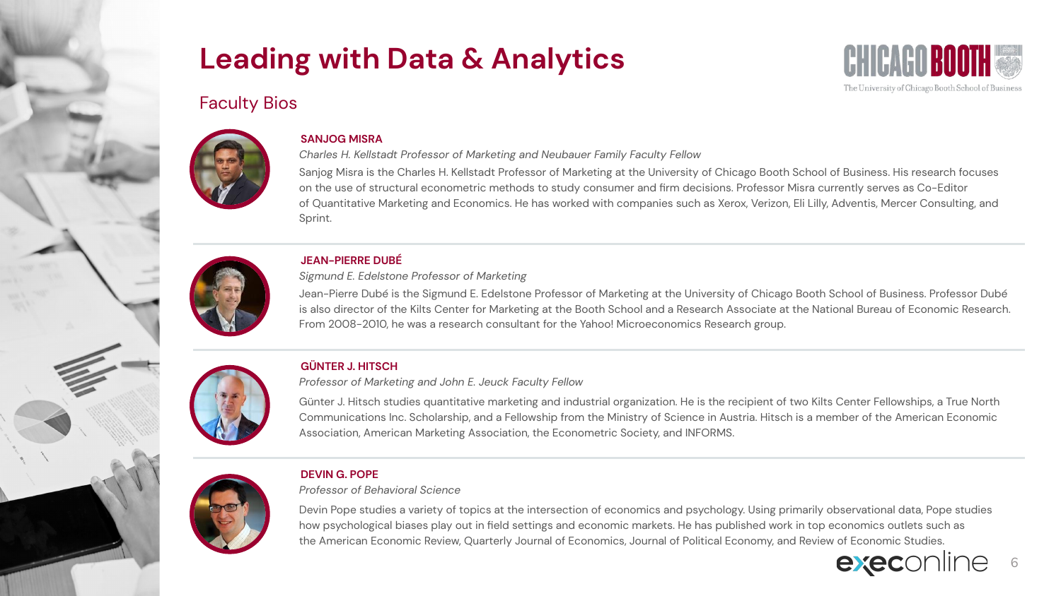# Leading with Data & Analytics

## Faculty Bios

### SANJOG MISRA

*Charles H. Kellstadt Professor of Marketing and Neubauer Family Faculty Fellow*

Sanjog Misra is the Charles H. Kellstadt Professor of Marketing at the University of Chicago Booth School of Business. His research focuses on the use of structural econometric methods to study consumer and firm decisions. Professor Misra currently serves as Co-Editor of Quantitative Marketing and Economics. He has worked with companies such as Xerox, Verizon, Eli Lilly, Adventis, Mercer Consulting, and Sprint.

### JEAN-PIERRE DUBÉ

*Sigmund E. Edelstone Professor of Marketing*

Jean-Pierre Dubé is the Sigmund E. Edelstone Professor of Marketing at the University of Chicago Booth School of Business. Professor Dubé is also director of the Kilts Center for Marketing at the Booth School and a Research Associate at the National Bureau of Economic Research. From 2008-2010, he was a research consultant for the Yahoo! Microeconomics Research group.

### GÜNTER J. HITSCH

*Professor of Marketing and John E. Jeuck Faculty Fellow*

Günter J. Hitsch studies quantitative marketing and industrial organization. He is the recipient of two Kilts Center Fellowships, a True North Communications Inc. Scholarship, and a Fellowship from the Ministry of Science in Austria. Hitsch is a member of the American Economic Association, American Marketing Association, the Econometric Society, and INFORMS.

### DEVIN G. POPE

*Professor of Behavioral Science*

Devin Pope studies a variety of topics at the intersection of economics and psychology. Using primarily observational data, Pope studies how psychological biases play out in field settings and economic markets. He has published work in top economics outlets such as the American Economic Review, Quarterly Journal of Economics, Journal of Political Economy, and Review of Economic Studies.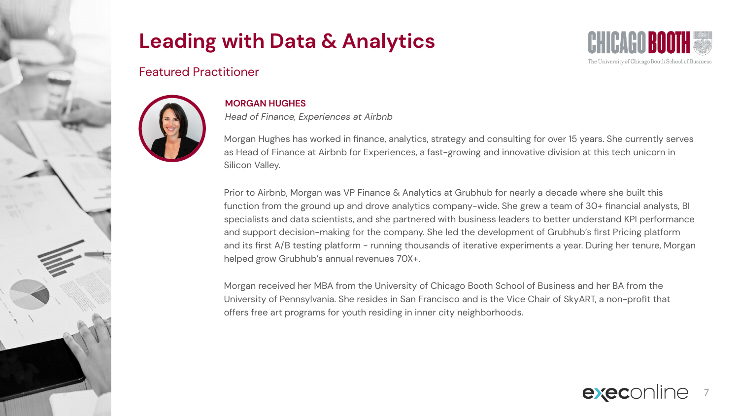# Leading with Data & Analytics

## Featured Practitioner

**MORGAN HUGHES**

*Head of Finance, Experiences at Airbnb*

Morgan Hughes has worked in finance, analytics, strategy and consulting for over 15 years. She currently serves as Head of Finance at Airbnb for Experiences, a fast-growing and innovative division at this tech unicorn in Silicon Valley.

Prior to Airbnb, Morgan was VP Finance & Analytics at Grubhub for nearly a decade where she built this function from the ground up and drove analytics company-wide. She grew a team of 30+ financial analysts, BI specialists and data scientists, and she partnered with business leaders to better understand KPI performance and support decision-making for the company. She led the development of Grubhub's first Pricing platform and its first A/B testing platform - running thousands of iterative experiments a year. During her tenure, Morgan helped grow Grubhub's annual revenues 70X+.

Morgan received her MBA from the University of Chicago Booth School of Business and her BA from the University of Pennsylvania. She resides in San Francisco and is the Vice Chair of SkyART, a non-profit that offers free art programs for youth residing in inner city neighborhoods.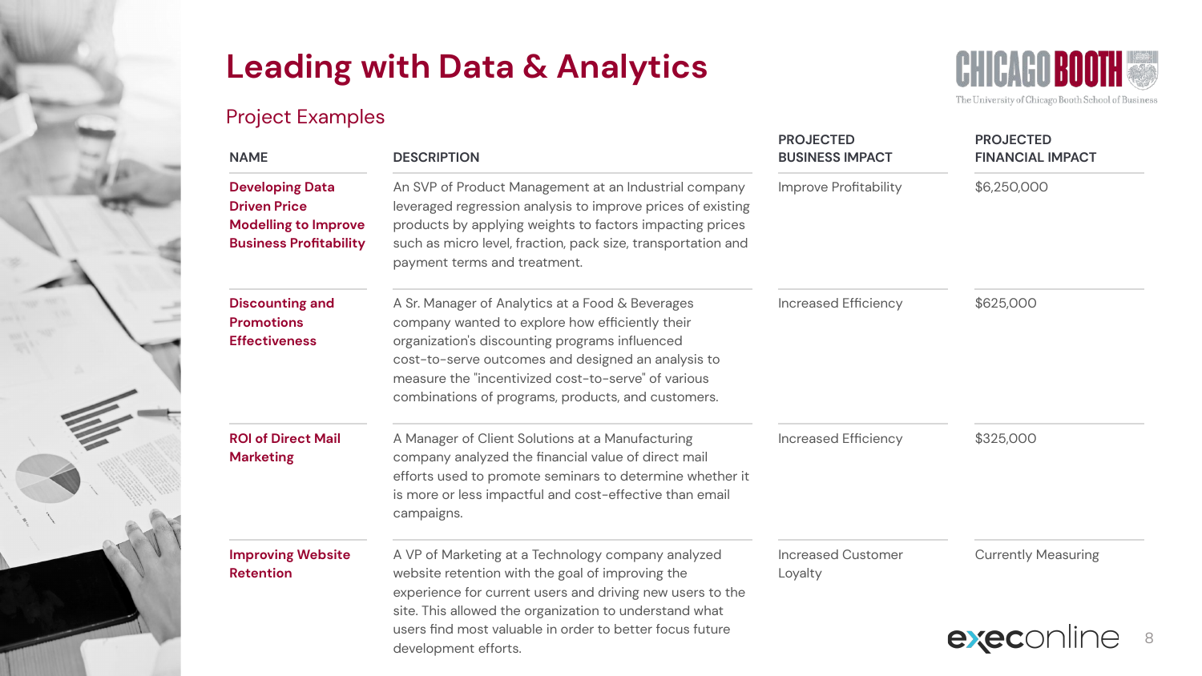# Leading with Data & Analytics

## Project Examples

| NAME | DESCRIPTION | PROJECTED BUSINESS IMPACT | PROJECTED FINANCIAL IMPACT |
| --- | --- | --- | --- |
| **Developing Data Driven Price Modelling to Improve Business Profitability** | An SVP of Product Management at an Industrial company leveraged regression analysis to improve prices of existing products by applying weights to factors impacting prices such as micro level, fraction, pack size, transportation and payment terms and treatment. | Improve Profitability | $6,250,000 |
| **Discounting and Promotions Effectiveness** | A Sr. Manager of Analytics at a Food & Beverages company wanted to explore how efficiently their organization's discounting programs influenced cost-to-serve outcomes and designed an analysis to measure the "incentivized cost-to-serve" of various combinations of programs, products, and customers. | Increased Efficiency | $625,000 |
| **ROI of Direct Mail Marketing** | A Manager of Client Solutions at a Manufacturing company analyzed the financial value of direct mail efforts used to promote seminars to determine whether it is more or less impactful and cost-effective than email campaigns. | Increased Efficiency | $325,000 |
| **Improving Website Retention** | A VP of Marketing at a Technology company analyzed website retention with the goal of improving the experience for current users and driving new users to the site. This allowed the organization to understand what users find most valuable in order to better focus future development efforts. | Increased Customer Loyalty | Currently Measuring |